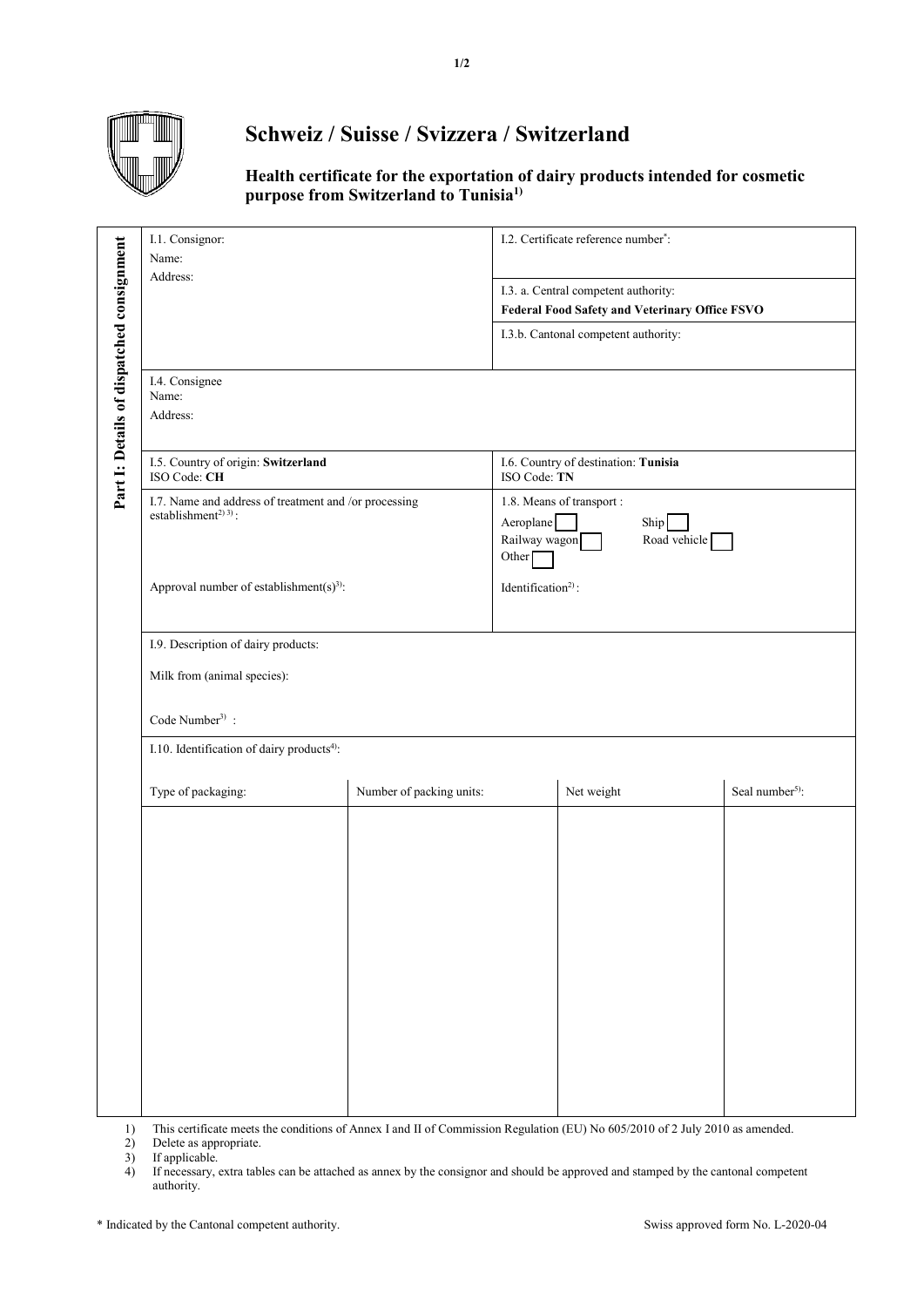# Schweiz / Suisse / Svizzera / Switzerland

## Health certificate for the exportation of dairy products intended for cosmetic purpose from Switzerland to Tunisia[1)]

**Part I: Details of dispatched consignment**

| | |
|---|---|
| I.1. Consignor:<br>Name:<br>Address: | I.2. Certificate reference number*:<br><br>I.3. a. Central competent authority:<br>**Federal Food Safety and Veterinary Office FSVO**<br><br>I.3.b. Cantonal competent authority: |
| I.4. Consignee<br>Name:<br>Address: | |
| I.5. Country of origin: **Switzerland**<br>ISO Code: **CH** | I.6. Country of destination: **Tunisia**<br>ISO Code: **TN** |
| I.7. Name and address of treatment and /or processing establishment[2) 3)] :<br><br>Approval number of establishment(s)[3)]: | 1.8. Means of transport :<br>Aeroplane ☐ Ship ☐<br>Railway wagon ☐ Road vehicle ☐<br>Other ☐<br><br>Identification[2)] : |

I.9. Description of dairy products:

Milk from (animal species):

Code Number[3)] :

I.10. Identification of dairy products[4)]:

| Type of packaging: | Number of packing units: | Net weight | Seal number[5)]: |
|---|---|---|---|
| | | | |

1) This certificate meets the conditions of Annex I and II of Commission Regulation (EU) No 605/2010 of 2 July 2010 as amended.
2) Delete as appropriate.
3) If applicable.
4) If necessary, extra tables can be attached as annex by the consignor and should be approved and stamped by the cantonal competent authority.

\* Indicated by the Cantonal competent authority.

Swiss approved form No. L-2020-04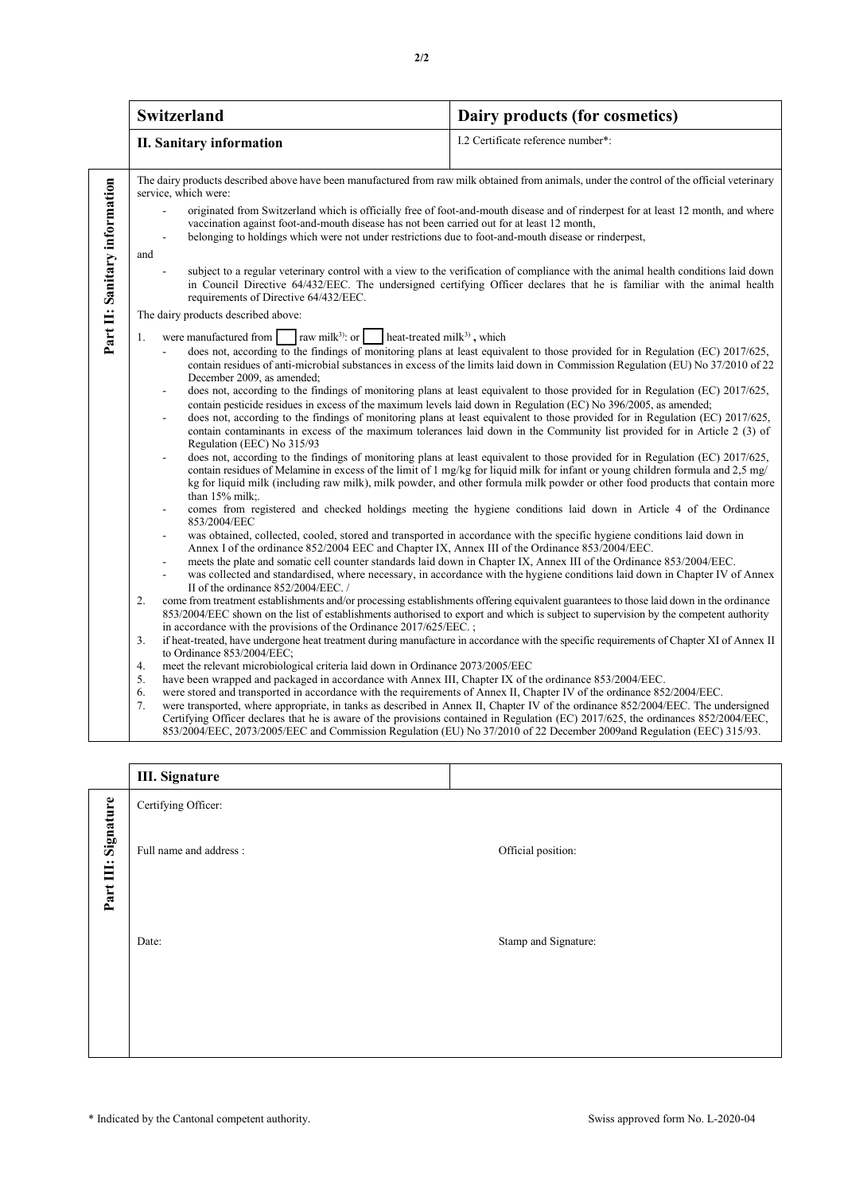| Switzerland | Dairy products (for cosmetics) |
| --- | --- |
| **II. Sanitary information** | I.2 Certificate reference number*: |

**Part II: Sanitary information**

The dairy products described above have been manufactured from raw milk obtained from animals, under the control of the official veterinary service, which were:

- originated from Switzerland which is officially free of foot-and-mouth disease and of rinderpest for at least 12 month, and where vaccination against foot-and-mouth disease has not been carried out for at least 12 month,
- belonging to holdings which were not under restrictions due to foot-and-mouth disease or rinderpest,

and

- subject to a regular veterinary control with a view to the verification of compliance with the animal health conditions laid down in Council Directive 64/432/EEC. The undersigned certifying Officer declares that he is familiar with the animal health requirements of Directive 64/432/EEC.

The dairy products described above:

1. were manufactured from ☐ raw milk[3]: or ☐ heat-treated milk[3], which
   - does not, according to the findings of monitoring plans at least equivalent to those provided for in Regulation (EC) 2017/625, contain residues of anti-microbial substances in excess of the limits laid down in Commission Regulation (EU) No 37/2010 of 22 December 2009, as amended;
   - does not, according to the findings of monitoring plans at least equivalent to those provided for in Regulation (EC) 2017/625, contain pesticide residues in excess of the maximum levels laid down in Regulation (EC) No 396/2005, as amended;
   - does not, according to the findings of monitoring plans at least equivalent to those provided for in Regulation (EC) 2017/625, contain contaminants in excess of the maximum tolerances laid down in the Community list provided for in Article 2 (3) of Regulation (EEC) No 315/93
   - does not, according to the findings of monitoring plans at least equivalent to those provided for in Regulation (EC) 2017/625, contain residues of Melamine in excess of the limit of 1 mg/kg for liquid milk for infant or young children formula and 2,5 mg/kg for liquid milk (including raw milk), milk powder, and other formula milk powder or other food products that contain more than 15% milk;.
   - comes from registered and checked holdings meeting the hygiene conditions laid down in Article 4 of the Ordinance 853/2004/EEC
   - was obtained, collected, cooled, stored and transported in accordance with the specific hygiene conditions laid down in Annex I of the ordinance 852/2004 EEC and Chapter IX, Annex III of the Ordinance 853/2004/EEC.
   - meets the plate and somatic cell counter standards laid down in Chapter IX, Annex III of the Ordinance 853/2004/EEC.
   - was collected and standardised, where necessary, in accordance with the hygiene conditions laid down in Chapter IV of Annex II of the ordinance 852/2004/EEC. /
2. come from treatment establishments and/or processing establishments offering equivalent guarantees to those laid down in the ordinance 853/2004/EEC shown on the list of establishments authorised to export and which is subject to supervision by the competent authority in accordance with the provisions of the Ordinance 2017/625/EEC. ;
3. if heat-treated, have undergone heat treatment during manufacture in accordance with the specific requirements of Chapter XI of Annex II to Ordinance 853/2004/EEC;
4. meet the relevant microbiological criteria laid down in Ordinance 2073/2005/EEC
5. have been wrapped and packaged in accordance with Annex III, Chapter IX of the ordinance 853/2004/EEC.
6. were stored and transported in accordance with the requirements of Annex II, Chapter IV of the ordinance 852/2004/EEC.
7. were transported, where appropriate, in tanks as described in Annex II, Chapter IV of the ordinance 852/2004/EEC. The undersigned Certifying Officer declares that he is aware of the provisions contained in Regulation (EC) 2017/625, the ordinances 852/2004/EEC, 853/2004/EEC, 2073/2005/EEC and Commission Regulation (EU) No 37/2010 of 22 December 2009and Regulation (EEC) 315/93.

**III. Signature**

**Part III: Signature**

Certifying Officer:

Full name and address :

Official position:

Date:

Stamp and Signature:

\* Indicated by the Cantonal competent authority.

Swiss approved form No. L-2020-04